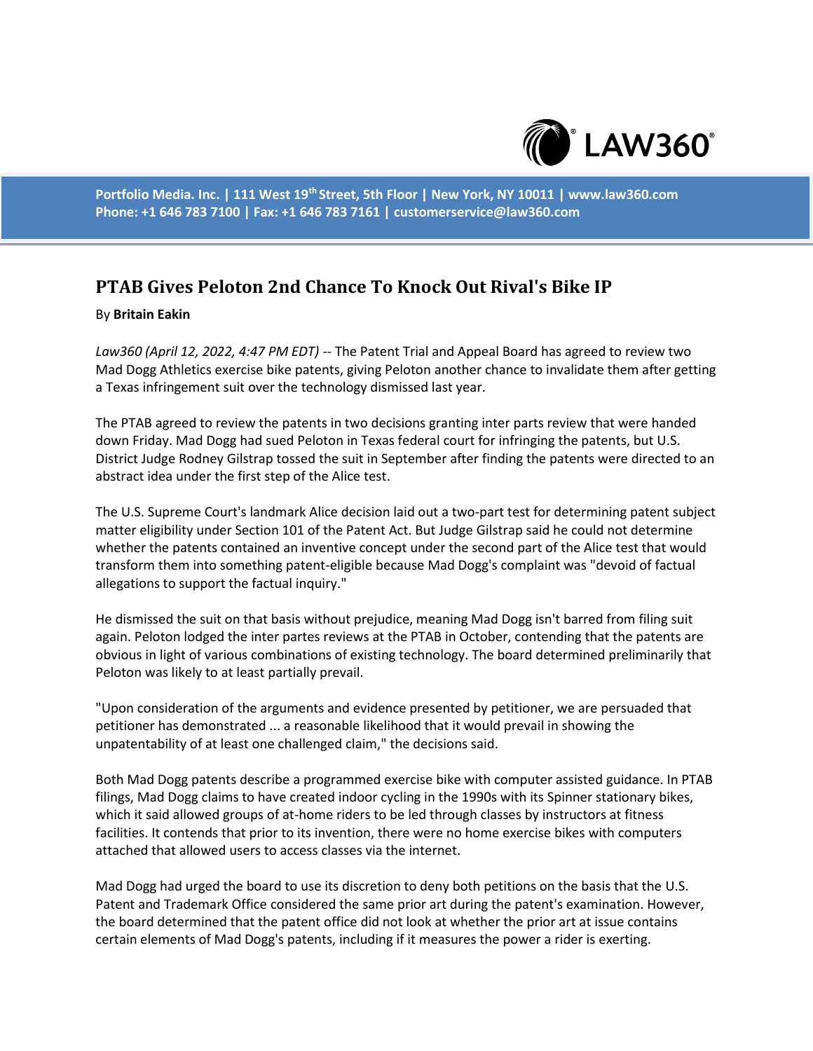# PTAB Gives Peloton 2nd Chance To Knock Out Rival's Bike IP

By **Britain Eakin**

*Law360 (April 12, 2022, 4:47 PM EDT)* -- The Patent Trial and Appeal Board has agreed to review two Mad Dogg Athletics exercise bike patents, giving Peloton another chance to invalidate them after getting a Texas infringement suit over the technology dismissed last year.

The PTAB agreed to review the patents in two decisions granting inter parts review that were handed down Friday. Mad Dogg had sued Peloton in Texas federal court for infringing the patents, but U.S. District Judge Rodney Gilstrap tossed the suit in September after finding the patents were directed to an abstract idea under the first step of the Alice test.

The U.S. Supreme Court's landmark Alice decision laid out a two-part test for determining patent subject matter eligibility under Section 101 of the Patent Act. But Judge Gilstrap said he could not determine whether the patents contained an inventive concept under the second part of the Alice test that would transform them into something patent-eligible because Mad Dogg's complaint was "devoid of factual allegations to support the factual inquiry."

He dismissed the suit on that basis without prejudice, meaning Mad Dogg isn't barred from filing suit again. Peloton lodged the inter partes reviews at the PTAB in October, contending that the patents are obvious in light of various combinations of existing technology. The board determined preliminarily that Peloton was likely to at least partially prevail.

"Upon consideration of the arguments and evidence presented by petitioner, we are persuaded that petitioner has demonstrated ... a reasonable likelihood that it would prevail in showing the unpatentability of at least one challenged claim," the decisions said.

Both Mad Dogg patents describe a programmed exercise bike with computer assisted guidance. In PTAB filings, Mad Dogg claims to have created indoor cycling in the 1990s with its Spinner stationary bikes, which it said allowed groups of at-home riders to be led through classes by instructors at fitness facilities. It contends that prior to its invention, there were no home exercise bikes with computers attached that allowed users to access classes via the internet.

Mad Dogg had urged the board to use its discretion to deny both petitions on the basis that the U.S. Patent and Trademark Office considered the same prior art during the patent's examination. However, the board determined that the patent office did not look at whether the prior art at issue contains certain elements of Mad Dogg's patents, including if it measures the power a rider is exerting.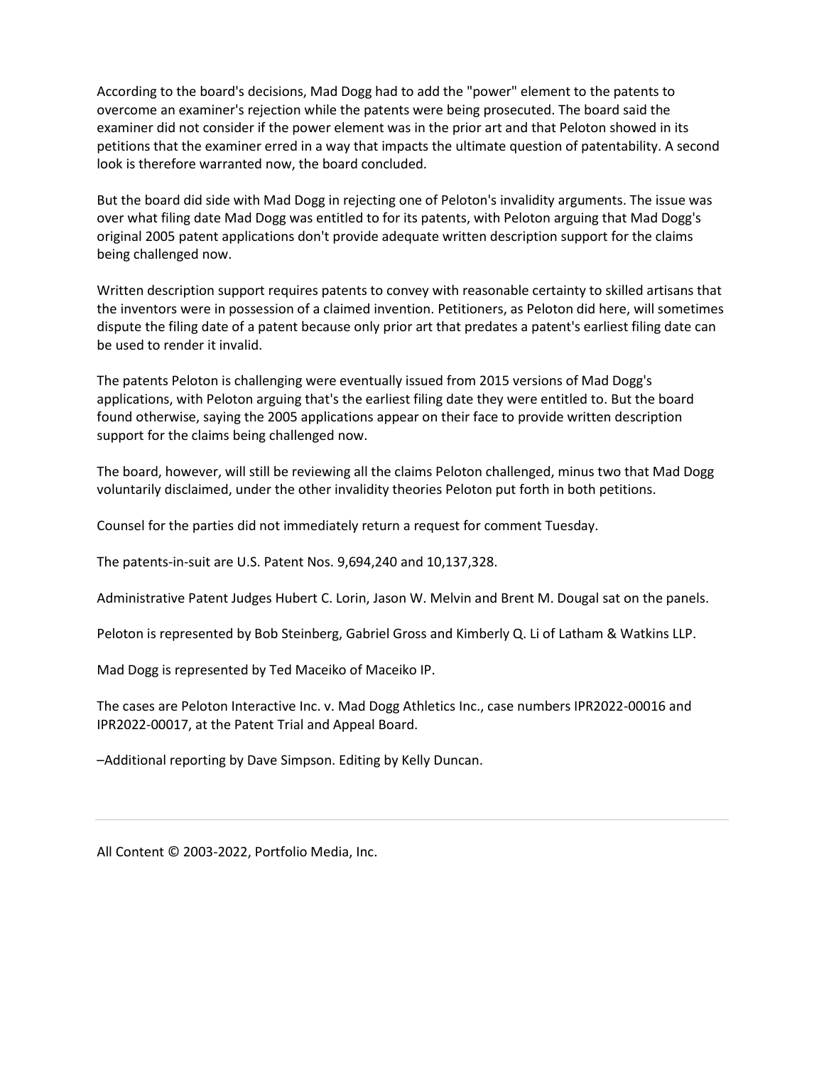According to the board's decisions, Mad Dogg had to add the "power" element to the patents to overcome an examiner's rejection while the patents were being prosecuted. The board said the examiner did not consider if the power element was in the prior art and that Peloton showed in its petitions that the examiner erred in a way that impacts the ultimate question of patentability. A second look is therefore warranted now, the board concluded.

But the board did side with Mad Dogg in rejecting one of Peloton's invalidity arguments. The issue was over what filing date Mad Dogg was entitled to for its patents, with Peloton arguing that Mad Dogg's original 2005 patent applications don't provide adequate written description support for the claims being challenged now.

Written description support requires patents to convey with reasonable certainty to skilled artisans that the inventors were in possession of a claimed invention. Petitioners, as Peloton did here, will sometimes dispute the filing date of a patent because only prior art that predates a patent's earliest filing date can be used to render it invalid.

The patents Peloton is challenging were eventually issued from 2015 versions of Mad Dogg's applications, with Peloton arguing that's the earliest filing date they were entitled to. But the board found otherwise, saying the 2005 applications appear on their face to provide written description support for the claims being challenged now.

The board, however, will still be reviewing all the claims Peloton challenged, minus two that Mad Dogg voluntarily disclaimed, under the other invalidity theories Peloton put forth in both petitions.

Counsel for the parties did not immediately return a request for comment Tuesday.

The patents-in-suit are U.S. Patent Nos. 9,694,240 and 10,137,328.

Administrative Patent Judges Hubert C. Lorin, Jason W. Melvin and Brent M. Dougal sat on the panels.

Peloton is represented by Bob Steinberg, Gabriel Gross and Kimberly Q. Li of Latham & Watkins LLP.

Mad Dogg is represented by Ted Maceiko of Maceiko IP.

The cases are Peloton Interactive Inc. v. Mad Dogg Athletics Inc., case numbers IPR2022-00016 and IPR2022-00017, at the Patent Trial and Appeal Board.

–Additional reporting by Dave Simpson. Editing by Kelly Duncan.

---

All Content © 2003-2022, Portfolio Media, Inc.